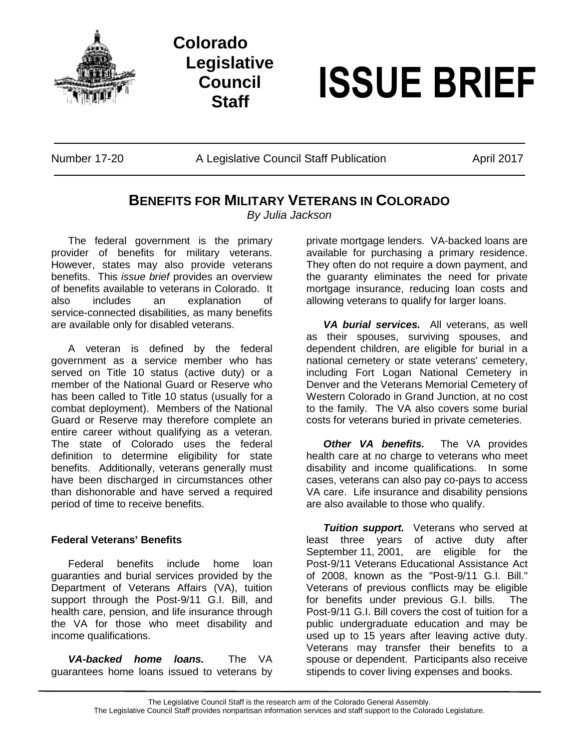# Colorado Legislative Council Staff

# ISSUE BRIEF

Number 17-20 A Legislative Council Staff Publication April 2017

## BENEFITS FOR MILITARY VETERANS IN COLORADO

*By Julia Jackson*

The federal government is the primary provider of benefits for military veterans. However, states may also provide veterans benefits. This *issue brief* provides an overview of benefits available to veterans in Colorado. It also includes an explanation of service-connected disabilities, as many benefits are available only for disabled veterans.

A veteran is defined by the federal government as a service member who has served on Title 10 status (active duty) or a member of the National Guard or Reserve who has been called to Title 10 status (usually for a combat deployment). Members of the National Guard or Reserve may therefore complete an entire career without qualifying as a veteran. The state of Colorado uses the federal definition to determine eligibility for state benefits. Additionally, veterans generally must have been discharged in circumstances other than dishonorable and have served a required period of time to receive benefits.

### Federal Veterans' Benefits

Federal benefits include home loan guaranties and burial services provided by the Department of Veterans Affairs (VA), tuition support through the Post-9/11 G.I. Bill, and health care, pension, and life insurance through the VA for those who meet disability and income qualifications.

***VA-backed home loans.*** The VA guarantees home loans issued to veterans by private mortgage lenders. VA-backed loans are available for purchasing a primary residence. They often do not require a down payment, and the guaranty eliminates the need for private mortgage insurance, reducing loan costs and allowing veterans to qualify for larger loans.

***VA burial services.*** All veterans, as well as their spouses, surviving spouses, and dependent children, are eligible for burial in a national cemetery or state veterans' cemetery, including Fort Logan National Cemetery in Denver and the Veterans Memorial Cemetery of Western Colorado in Grand Junction, at no cost to the family. The VA also covers some burial costs for veterans buried in private cemeteries.

***Other VA benefits.*** The VA provides health care at no charge to veterans who meet disability and income qualifications. In some cases, veterans can also pay co-pays to access VA care. Life insurance and disability pensions are also available to those who qualify.

***Tuition support.*** Veterans who served at least three years of active duty after September 11, 2001, are eligible for the Post-9/11 Veterans Educational Assistance Act of 2008, known as the "Post-9/11 G.I. Bill." Veterans of previous conflicts may be eligible for benefits under previous G.I. bills. The Post-9/11 G.I. Bill covers the cost of tuition for a public undergraduate education and may be used up to 15 years after leaving active duty. Veterans may transfer their benefits to a spouse or dependent. Participants also receive stipends to cover living expenses and books.

The Legislative Council Staff is the research arm of the Colorado General Assembly.
The Legislative Council Staff provides nonpartisan information services and staff support to the Colorado Legislature.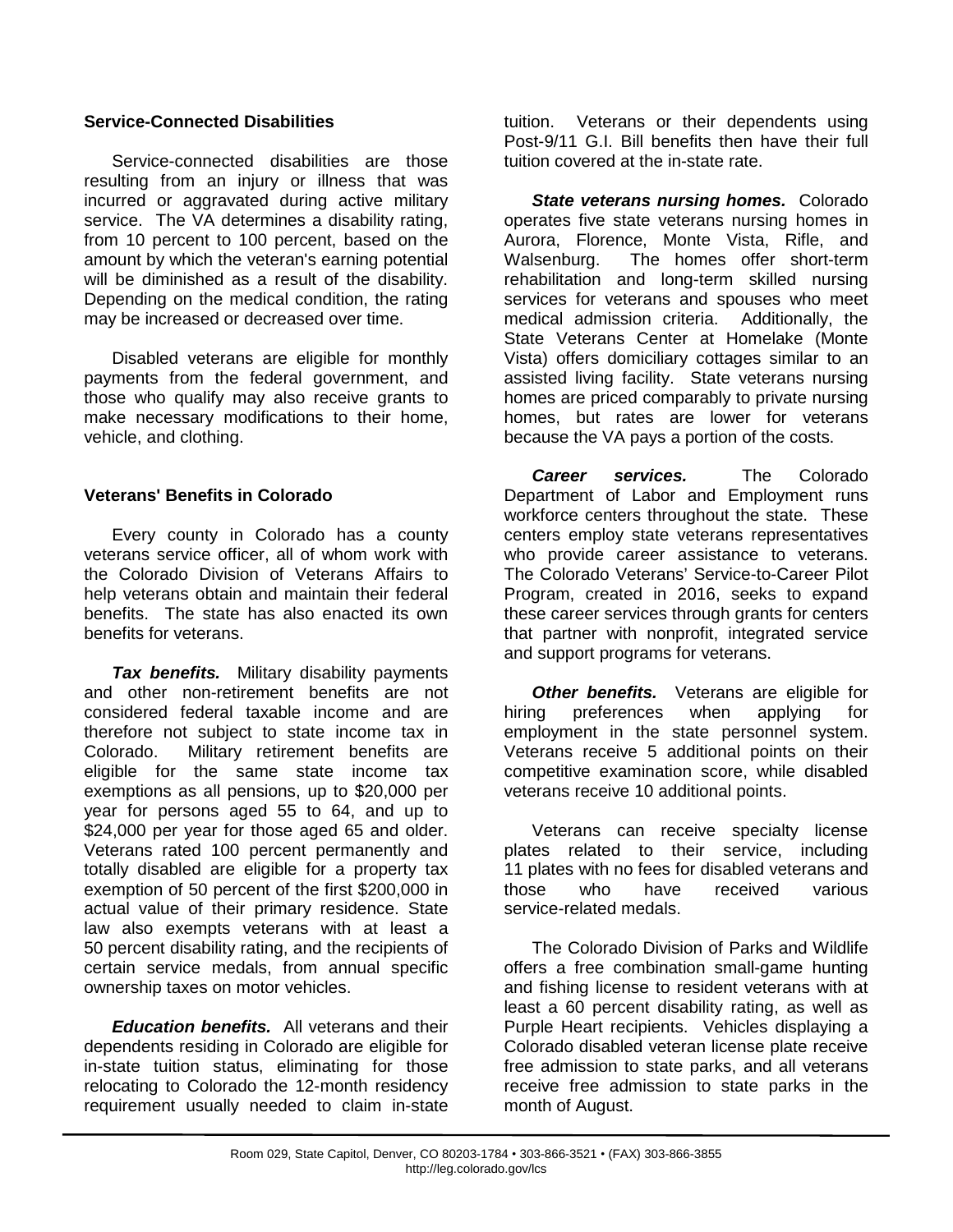## Service-Connected Disabilities

Service-connected disabilities are those resulting from an injury or illness that was incurred or aggravated during active military service. The VA determines a disability rating, from 10 percent to 100 percent, based on the amount by which the veteran's earning potential will be diminished as a result of the disability. Depending on the medical condition, the rating may be increased or decreased over time.

Disabled veterans are eligible for monthly payments from the federal government, and those who qualify may also receive grants to make necessary modifications to their home, vehicle, and clothing.

## Veterans' Benefits in Colorado

Every county in Colorado has a county veterans service officer, all of whom work with the Colorado Division of Veterans Affairs to help veterans obtain and maintain their federal benefits. The state has also enacted its own benefits for veterans.

***Tax benefits.*** Military disability payments and other non-retirement benefits are not considered federal taxable income and are therefore not subject to state income tax in Colorado. Military retirement benefits are eligible for the same state income tax exemptions as all pensions, up to $20,000 per year for persons aged 55 to 64, and up to $24,000 per year for those aged 65 and older. Veterans rated 100 percent permanently and totally disabled are eligible for a property tax exemption of 50 percent of the first $200,000 in actual value of their primary residence. State law also exempts veterans with at least a 50 percent disability rating, and the recipients of certain service medals, from annual specific ownership taxes on motor vehicles.

***Education benefits.*** All veterans and their dependents residing in Colorado are eligible for in-state tuition status, eliminating for those relocating to Colorado the 12-month residency requirement usually needed to claim in-state tuition. Veterans or their dependents using Post-9/11 G.I. Bill benefits then have their full tuition covered at the in-state rate.

***State veterans nursing homes.*** Colorado operates five state veterans nursing homes in Aurora, Florence, Monte Vista, Rifle, and Walsenburg. The homes offer short-term rehabilitation and long-term skilled nursing services for veterans and spouses who meet medical admission criteria. Additionally, the State Veterans Center at Homelake (Monte Vista) offers domiciliary cottages similar to an assisted living facility. State veterans nursing homes are priced comparably to private nursing homes, but rates are lower for veterans because the VA pays a portion of the costs.

***Career services.*** The Colorado Department of Labor and Employment runs workforce centers throughout the state. These centers employ state veterans representatives who provide career assistance to veterans. The Colorado Veterans' Service-to-Career Pilot Program, created in 2016, seeks to expand these career services through grants for centers that partner with nonprofit, integrated service and support programs for veterans.

***Other benefits.*** Veterans are eligible for hiring preferences when applying for employment in the state personnel system. Veterans receive 5 additional points on their competitive examination score, while disabled veterans receive 10 additional points.

Veterans can receive specialty license plates related to their service, including 11 plates with no fees for disabled veterans and those who have received various service-related medals.

The Colorado Division of Parks and Wildlife offers a free combination small-game hunting and fishing license to resident veterans with at least a 60 percent disability rating, as well as Purple Heart recipients. Vehicles displaying a Colorado disabled veteran license plate receive free admission to state parks, and all veterans receive free admission to state parks in the month of August.

Room 029, State Capitol, Denver, CO 80203-1784 • 303-866-3521 • (FAX) 303-866-3855
http://leg.colorado.gov/lcs